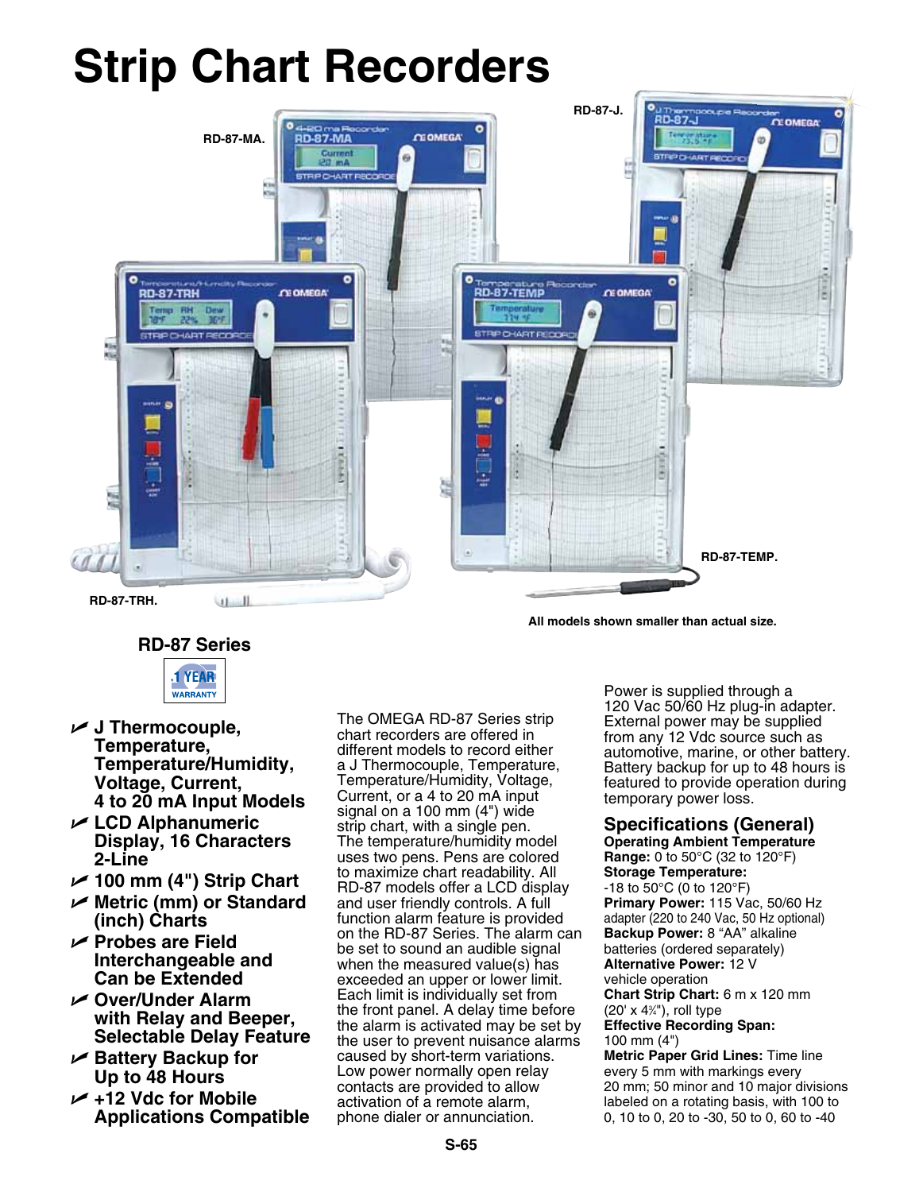# Strip Chart Recorders

RD-87-MA.

RD-87-J.

RD-87-TRH.

RD-87-TEMP.

All models shown smaller than actual size.

## RD-87 Series

1 YEAR WARRANTY

- **J Thermocouple, Temperature, Temperature/Humidity, Voltage, Current, 4 to 20 mA Input Models**
- **LCD Alphanumeric Display, 16 Characters 2-Line**
- **100 mm (4") Strip Chart**
- **Metric (mm) or Standard (inch) Charts**
- **Probes are Field Interchangeable and Can be Extended**
- **Over/Under Alarm with Relay and Beeper, Selectable Delay Feature**
- **Battery Backup for Up to 48 Hours**
- **+12 Vdc for Mobile Applications Compatible**

The OMEGA RD-87 Series strip chart recorders are offered in different models to record either a J Thermocouple, Temperature, Temperature/Humidity, Voltage, Current, or a 4 to 20 mA input signal on a 100 mm (4") wide strip chart, with a single pen. The temperature/humidity model uses two pens. Pens are colored to maximize chart readability. All RD-87 models offer a LCD display and user friendly controls. A full function alarm feature is provided on the RD-87 Series. The alarm can be set to sound an audible signal when the measured value(s) has exceeded an upper or lower limit. Each limit is individually set from the front panel. A delay time before the alarm is activated may be set by the user to prevent nuisance alarms caused by short-term variations. Low power normally open relay contacts are provided to allow activation of a remote alarm, phone dialer or annunciation.

Power is supplied through a 120 Vac 50/60 Hz plug-in adapter. External power may be supplied from any 12 Vdc source such as automotive, marine, or other battery. Battery backup for up to 48 hours is featured to provide operation during temporary power loss.

## Specifications (General)

**Operating Ambient Temperature Range:** 0 to 50°C (32 to 120°F)
**Storage Temperature:** -18 to 50°C (0 to 120°F)
**Primary Power:** 115 Vac, 50/60 Hz adapter (220 to 240 Vac, 50 Hz optional)
**Backup Power:** 8 "AA" alkaline batteries (ordered separately)
**Alternative Power:** 12 V vehicle operation
**Chart Strip Chart:** 6 m x 120 mm (20' x 4¾"), roll type
**Effective Recording Span:** 100 mm (4")
**Metric Paper Grid Lines:** Time line every 5 mm with markings every 20 mm; 50 minor and 10 major divisions labeled on a rotating basis, with 100 to 0, 10 to 0, 20 to -30, 50 to 0, 60 to -40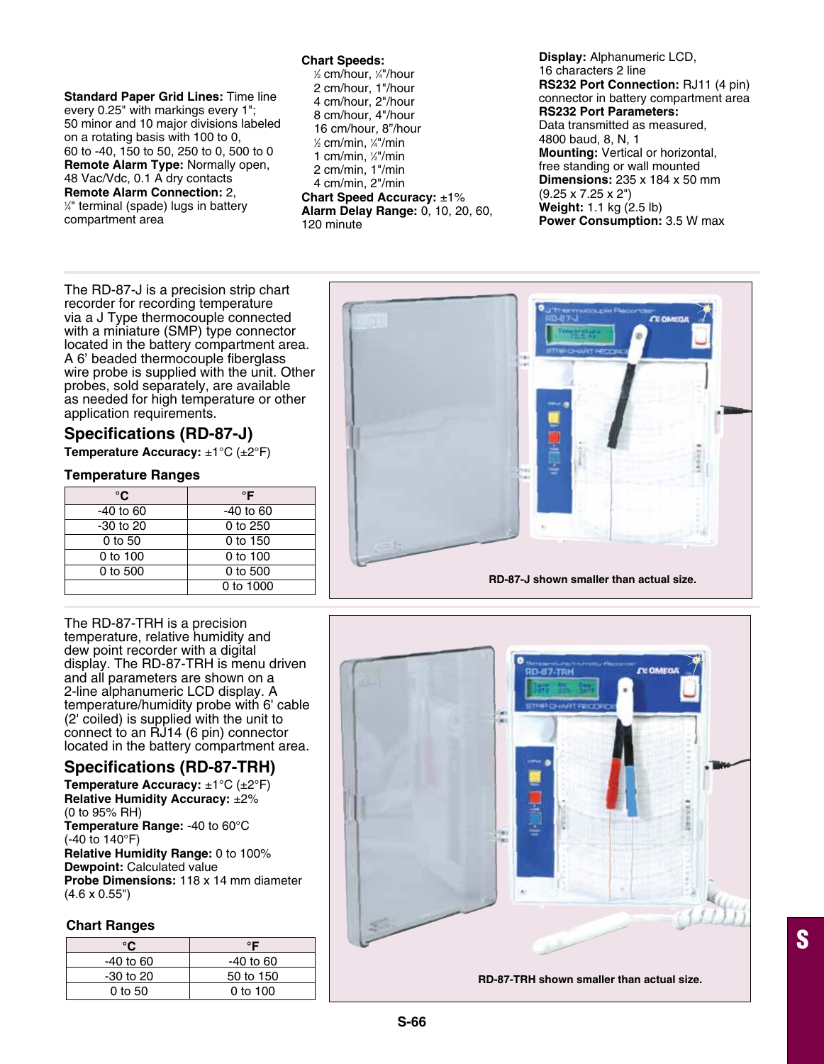**Standard Paper Grid Lines:** Time line every 0.25" with markings every 1"; 50 minor and 10 major divisions labeled on a rotating basis with 100 to 0, 60 to -40, 150 to 50, 250 to 0, 500 to 0
**Remote Alarm Type:** Normally open, 48 Vac/Vdc, 0.1 A dry contacts
**Remote Alarm Connection:** 2, ¼" terminal (spade) lugs in battery compartment area

**Chart Speeds:**
½ cm/hour, ¼"/hour
2 cm/hour, 1"/hour
4 cm/hour, 2"/hour
8 cm/hour, 4"/hour
16 cm/hour, 8"/hour
½ cm/min, ¼"/min
1 cm/min, ½"/min
2 cm/min, 1"/min
4 cm/min, 2"/min
**Chart Speed Accuracy:** ±1%
**Alarm Delay Range:** 0, 10, 20, 60, 120 minute

**Display:** Alphanumeric LCD, 16 characters 2 line
**RS232 Port Connection:** RJ11 (4 pin) connector in battery compartment area
**RS232 Port Parameters:** Data transmitted as measured, 4800 baud, 8, N, 1
**Mounting:** Vertical or horizontal, free standing or wall mounted
**Dimensions:** 235 x 184 x 50 mm (9.25 x 7.25 x 2")
**Weight:** 1.1 kg (2.5 lb)
**Power Consumption:** 3.5 W max

The RD-87-J is a precision strip chart recorder for recording temperature via a J Type thermocouple connected with a miniature (SMP) type connector located in the battery compartment area. A 6' beaded thermocouple fiberglass wire probe is supplied with the unit. Other probes, sold separately, are available as needed for high temperature or other application requirements.

## Specifications (RD-87-J)

**Temperature Accuracy:** ±1°C (±2°F)

### Temperature Ranges

| °C | °F |
|---|---|
| -40 to 60 | -40 to 60 |
| -30 to 20 | 0 to 250 |
| 0 to 50 | 0 to 150 |
| 0 to 100 | 0 to 100 |
| 0 to 500 | 0 to 500 |
| | 0 to 1000 |

RD-87-J shown smaller than actual size.

The RD-87-TRH is a precision temperature, relative humidity and dew point recorder with a digital display. The RD-87-TRH is menu driven and all parameters are shown on a 2-line alphanumeric LCD display. A temperature/humidity probe with 6' cable (2' coiled) is supplied with the unit to connect to an RJ14 (6 pin) connector located in the battery compartment area.

## Specifications (RD-87-TRH)

**Temperature Accuracy:** ±1°C (±2°F)
**Relative Humidity Accuracy:** ±2% (0 to 95% RH)
**Temperature Range:** -40 to 60°C (-40 to 140°F)
**Relative Humidity Range:** 0 to 100%
**Dewpoint:** Calculated value
**Probe Dimensions:** 118 x 14 mm diameter (4.6 x 0.55")

### Chart Ranges

| °C | °F |
|---|---|
| -40 to 60 | -40 to 60 |
| -30 to 20 | 50 to 150 |
| 0 to 50 | 0 to 100 |

RD-87-TRH shown smaller than actual size.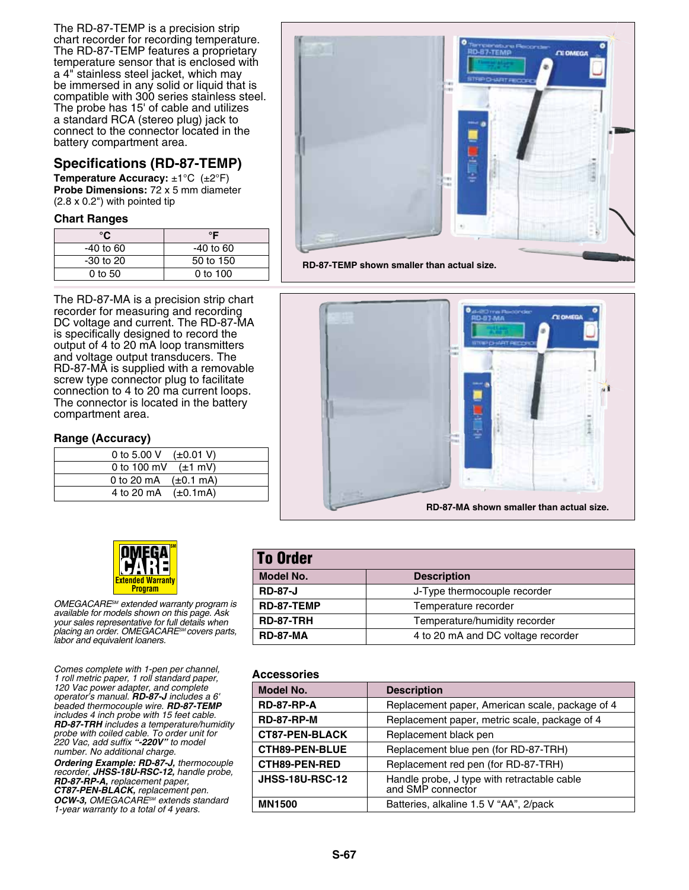The RD-87-TEMP is a precision strip chart recorder for recording temperature. The RD-87-TEMP features a proprietary temperature sensor that is enclosed with a 4" stainless steel jacket, which may be immersed in any solid or liquid that is compatible with 300 series stainless steel. The probe has 15' of cable and utilizes a standard RCA (stereo plug) jack to connect to the connector located in the battery compartment area.

## Specifications (RD-87-TEMP)

**Temperature Accuracy:** ±1°C (±2°F)
**Probe Dimensions:** 72 x 5 mm diameter (2.8 x 0.2") with pointed tip

### Chart Ranges

| °C | °F |
|---|---|
| -40 to 60 | -40 to 60 |
| -30 to 20 | 50 to 150 |
| 0 to 50 | 0 to 100 |

RD-87-TEMP shown smaller than actual size.

The RD-87-MA is a precision strip chart recorder for measuring and recording DC voltage and current. The RD-87-MA is specifically designed to record the output of 4 to 20 mA loop transmitters and voltage output transducers. The RD-87-MA is supplied with a removable screw type connector plug to facilitate connection to 4 to 20 ma current loops. The connector is located in the battery compartment area.

### Range (Accuracy)

| |
|---|
| 0 to 5.00 V (±0.01 V) |
| 0 to 100 mV (±1 mV) |
| 0 to 20 mA (±0.1 mA) |
| 4 to 20 mA (±0.1mA) |

RD-87-MA shown smaller than actual size.

OMEGACARE Extended Warranty Program

*OMEGACARE[SM] extended warranty program is available for models shown on this page. Ask your sales representative for full details when placing an order. OMEGACARE[SM] covers parts, labor and equivalent loaners.*

## To Order

| Model No. | Description |
|---|---|
| **RD-87-J** | J-Type thermocouple recorder |
| **RD-87-TEMP** | Temperature recorder |
| **RD-87-TRH** | Temperature/humidity recorder |
| **RD-87-MA** | 4 to 20 mA and DC voltage recorder |

*Comes complete with 1-pen per channel, 1 roll metric paper, 1 roll standard paper, 120 Vac power adapter, and complete operator's manual.* ***RD-87-J*** *includes a 6' beaded thermocouple wire.* ***RD-87-TEMP*** *includes 4 inch probe with 15 feet cable.* ***RD-87-TRH*** *includes a temperature/humidity probe with coiled cable. To order unit for 220 Vac, add suffix* ***"-220V"*** *to model number. No additional charge.*

***Ordering Example: RD-87-J,*** *thermocouple recorder,* ***JHSS-18U-RSC-12,*** *handle probe,* ***RD-87-RP-A,*** *replacement paper,* ***CT87-PEN-BLACK,*** *replacement pen.* ***OCW-3,*** *OMEGACARE[SM] extends standard 1-year warranty to a total of 4 years.*

### Accessories

| Model No. | Description |
|---|---|
| **RD-87-RP-A** | Replacement paper, American scale, package of 4 |
| **RD-87-RP-M** | Replacement paper, metric scale, package of 4 |
| **CT87-PEN-BLACK** | Replacement black pen |
| **CTH89-PEN-BLUE** | Replacement blue pen (for RD-87-TRH) |
| **CTH89-PEN-RED** | Replacement red pen (for RD-87-TRH) |
| **JHSS-18U-RSC-12** | Handle probe, J type with retractable cable and SMP connector |
| **MN1500** | Batteries, alkaline 1.5 V "AA", 2/pack |